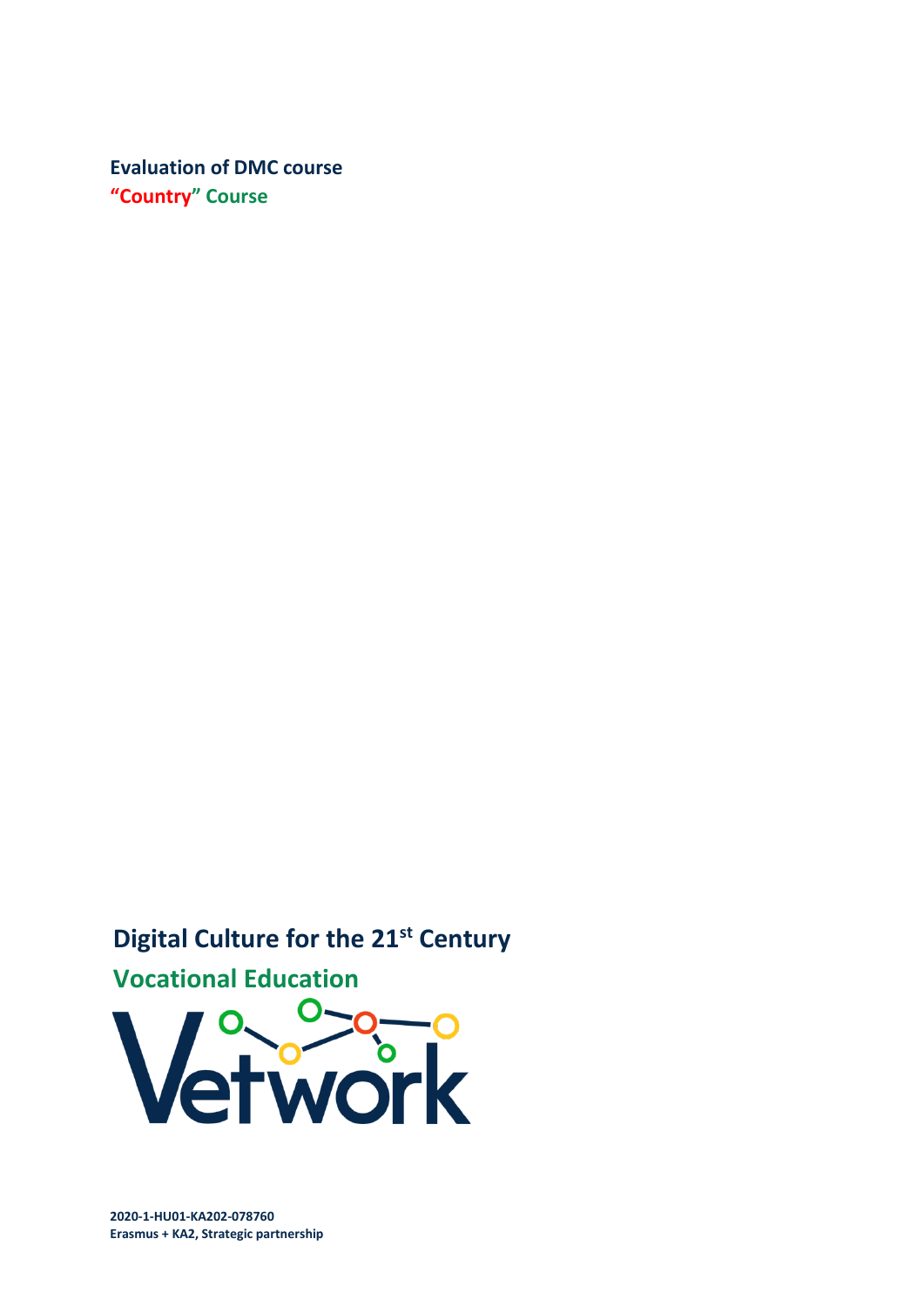# Evaluation of DMC course

## "Country" Course

## Digital Culture for the 21st Century

## Vocational Education

Vetwork

**2020-1-HU01-KA202-078760**
**Erasmus + KA2, Strategic partnership**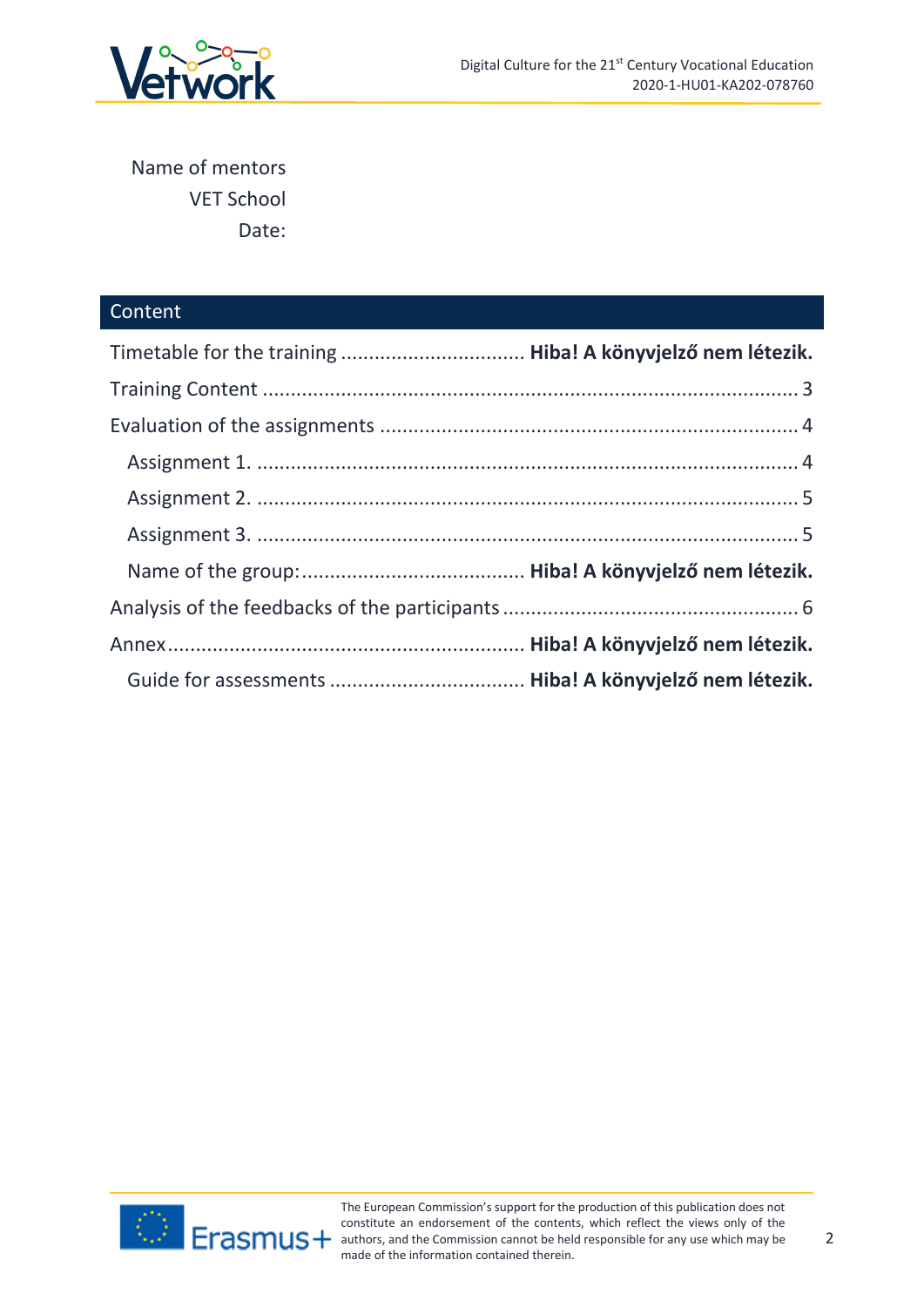Name of mentors
VET School
Date:

## Content

Timetable for the training ................................ **Hiba! A könyvjelző nem létezik.**

Training Content ........................................................................................ 3

Evaluation of the assignments ...................................................................... 4

  Assignment 1. ............................................................................................ 4

  Assignment 2. ............................................................................................ 5

  Assignment 3. ............................................................................................ 5

  Name of the group: ...................................... **Hiba! A könyvjelző nem létezik.**

Analysis of the feedbacks of the participants .................................................. 6

Annex ............................................................. **Hiba! A könyvjelző nem létezik.**

  Guide for assessments .................................. **Hiba! A könyvjelző nem létezik.**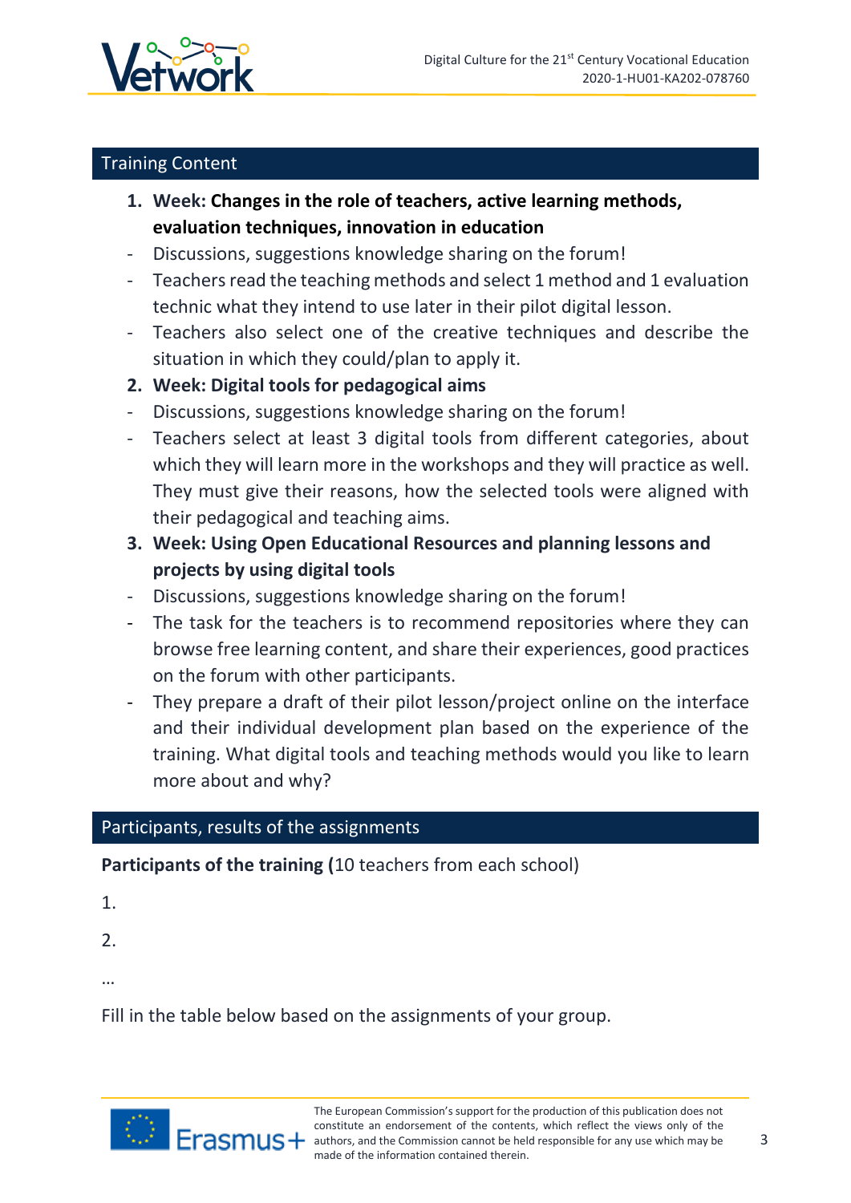## Training Content

1. **Week: Changes in the role of teachers, active learning methods, evaluation techniques, innovation in education**

- Discussions, suggestions knowledge sharing on the forum!
- Teachers read the teaching methods and select 1 method and 1 evaluation technic what they intend to use later in their pilot digital lesson.
- Teachers also select one of the creative techniques and describe the situation in which they could/plan to apply it.

2. **Week: Digital tools for pedagogical aims**

- Discussions, suggestions knowledge sharing on the forum!
- Teachers select at least 3 digital tools from different categories, about which they will learn more in the workshops and they will practice as well. They must give their reasons, how the selected tools were aligned with their pedagogical and teaching aims.

3. **Week: Using Open Educational Resources and planning lessons and projects by using digital tools**

- Discussions, suggestions knowledge sharing on the forum!
- The task for the teachers is to recommend repositories where they can browse free learning content, and share their experiences, good practices on the forum with other participants.
- They prepare a draft of their pilot lesson/project online on the interface and their individual development plan based on the experience of the training. What digital tools and teaching methods would you like to learn more about and why?

## Participants, results of the assignments

**Participants of the training (**10 teachers from each school)

1.

2.

…

Fill in the table below based on the assignments of your group.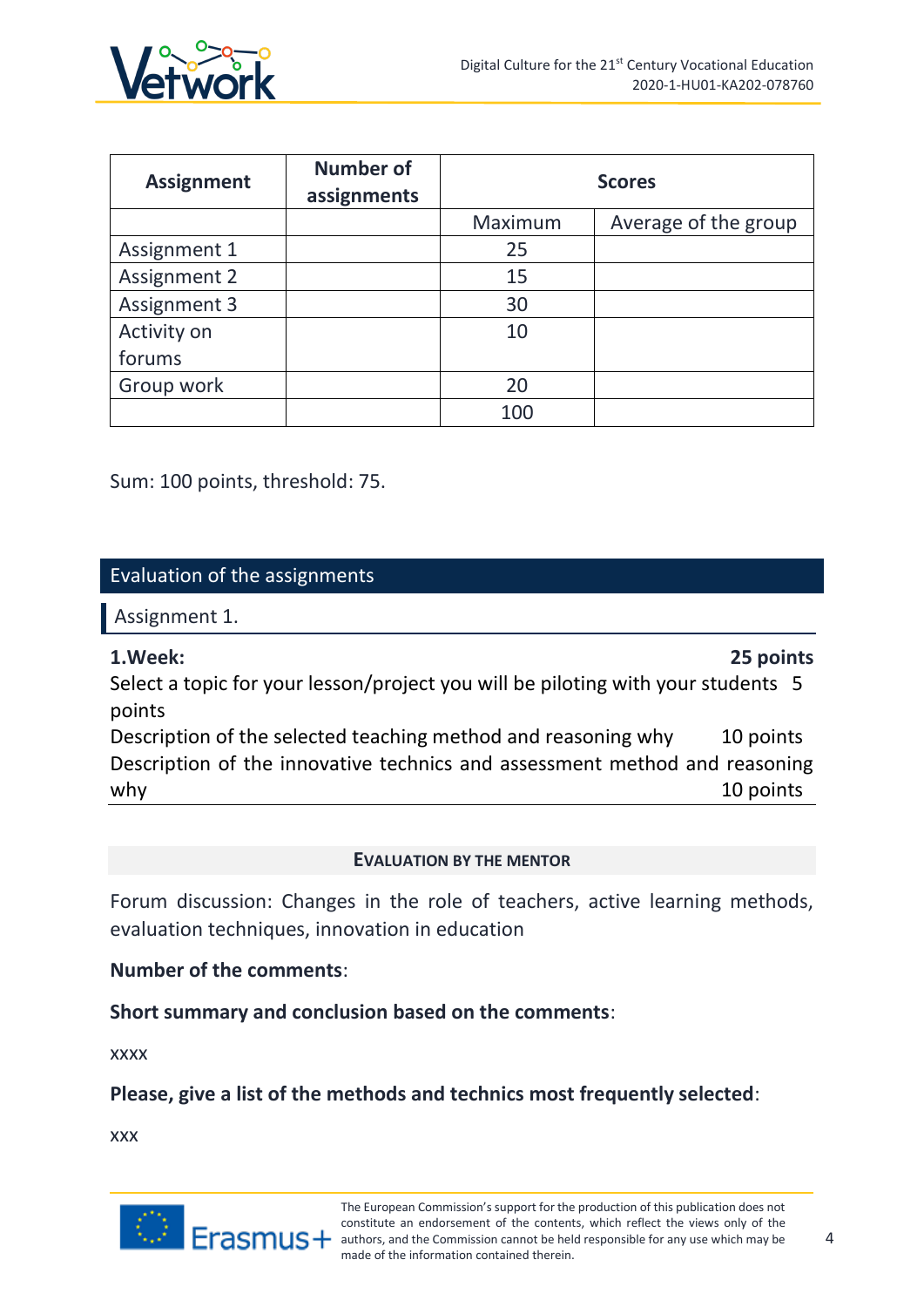| Assignment | Number of assignments | Scores | |
|---|---|---|---|
| | | Maximum | Average of the group |
| Assignment 1 | | 25 | |
| Assignment 2 | | 15 | |
| Assignment 3 | | 30 | |
| Activity on forums | | 10 | |
| Group work | | 20 | |
| | | 100 | |

Sum: 100 points, threshold: 75.

## Evaluation of the assignments

### Assignment 1.

**1.Week:** **25 points**

Select a topic for your lesson/project you will be piloting with your students 5 points

Description of the selected teaching method and reasoning why 10 points

Description of the innovative technics and assessment method and reasoning why 10 points

**EVALUATION BY THE MENTOR**

Forum discussion: Changes in the role of teachers, active learning methods, evaluation techniques, innovation in education

**Number of the comments**:

**Short summary and conclusion based on the comments**:

xxxx

**Please, give a list of the methods and technics most frequently selected**:

xxx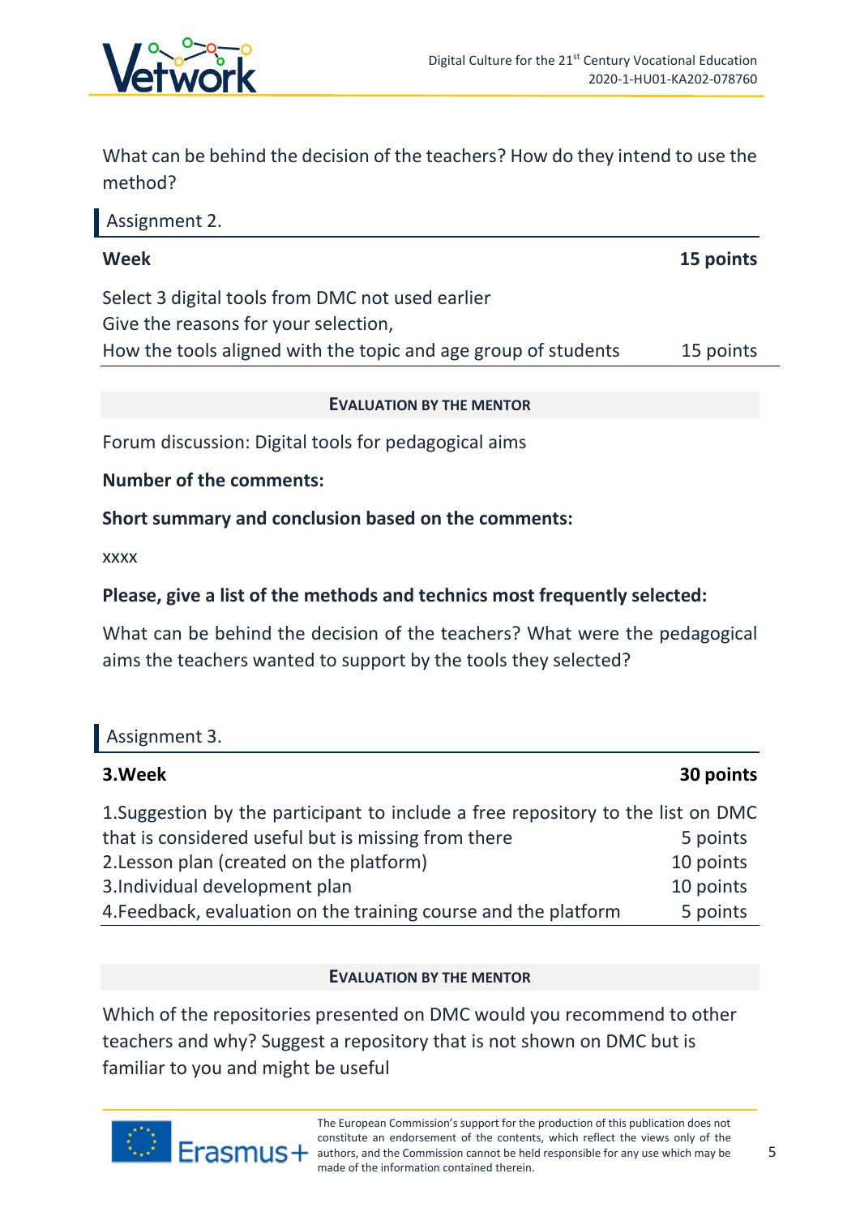What can be behind the decision of the teachers? How do they intend to use the method?

### Assignment 2.

| **Week** | **15 points** |
| --- | --- |
| Select 3 digital tools from DMC not used earlier<br>Give the reasons for your selection,<br>How the tools aligned with the topic and age group of students | 15 points |

**EVALUATION BY THE MENTOR**

Forum discussion: Digital tools for pedagogical aims

**Number of the comments:**

**Short summary and conclusion based on the comments:**

xxxx

**Please, give a list of the methods and technics most frequently selected:**

What can be behind the decision of the teachers? What were the pedagogical aims the teachers wanted to support by the tools they selected?

### Assignment 3.

| **3.Week** | **30 points** |
| --- | --- |
| 1.Suggestion by the participant to include a free repository to the list on DMC that is considered useful but is missing from there | 5 points |
| 2.Lesson plan (created on the platform) | 10 points |
| 3.Individual development plan | 10 points |
| 4.Feedback, evaluation on the training course and the platform | 5 points |

**EVALUATION BY THE MENTOR**

Which of the repositories presented on DMC would you recommend to other teachers and why? Suggest a repository that is not shown on DMC but is familiar to you and might be useful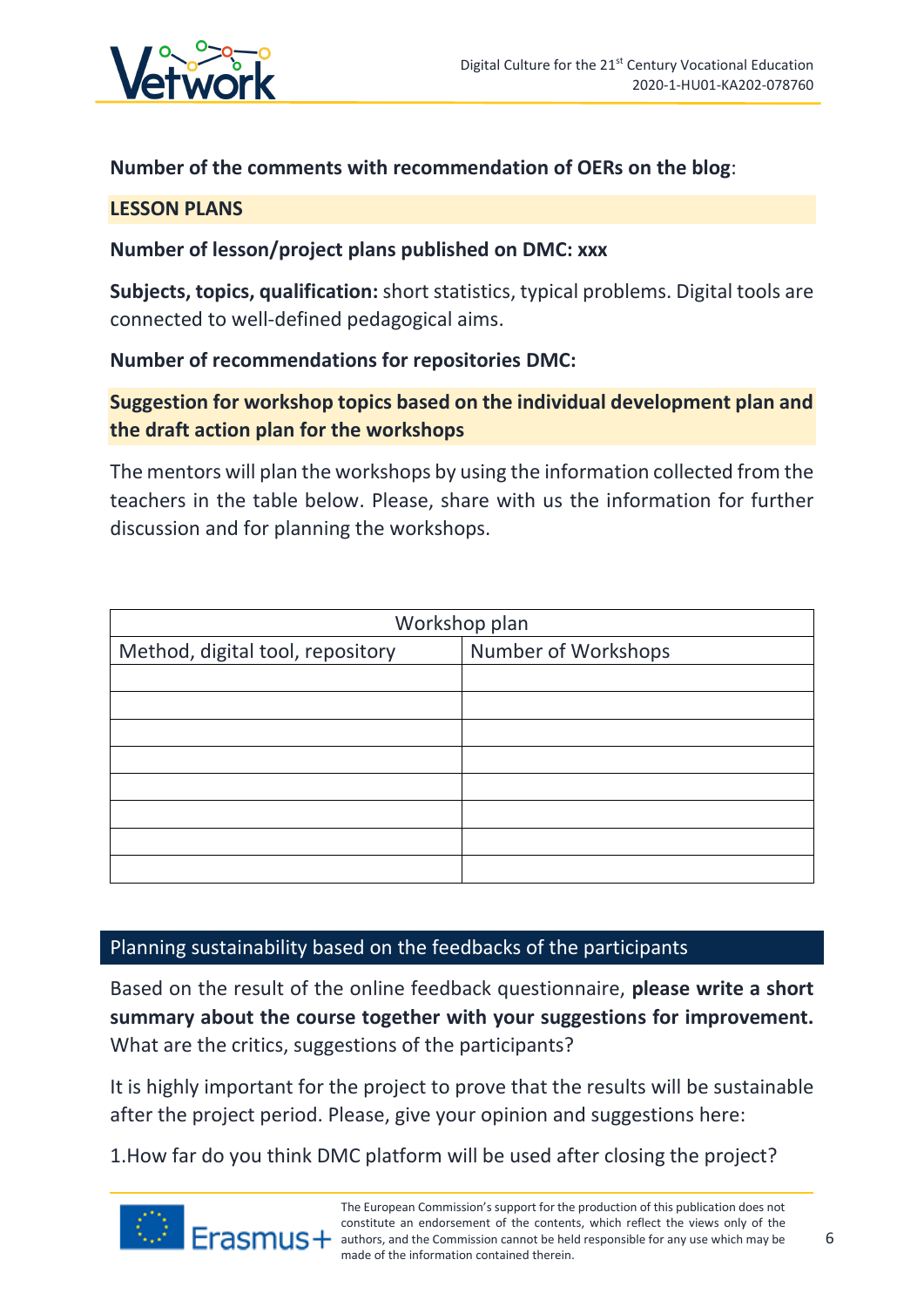**Number of the comments with recommendation of OERs on the blog**:

**LESSON PLANS**

**Number of lesson/project plans published on DMC: xxx**

**Subjects, topics, qualification:** short statistics, typical problems. Digital tools are connected to well-defined pedagogical aims.

**Number of recommendations for repositories DMC:**

**Suggestion for workshop topics based on the individual development plan and the draft action plan for the workshops**

The mentors will plan the workshops by using the information collected from the teachers in the table below. Please, share with us the information for further discussion and for planning the workshops.

| Workshop plan | |
|---|---|
| Method, digital tool, repository | Number of Workshops |
| | |
| | |
| | |
| | |
| | |
| | |
| | |
| | |

## Planning sustainability based on the feedbacks of the participants

Based on the result of the online feedback questionnaire, **please write a short summary about the course together with your suggestions for improvement.** What are the critics, suggestions of the participants?

It is highly important for the project to prove that the results will be sustainable after the project period. Please, give your opinion and suggestions here:

1.How far do you think DMC platform will be used after closing the project?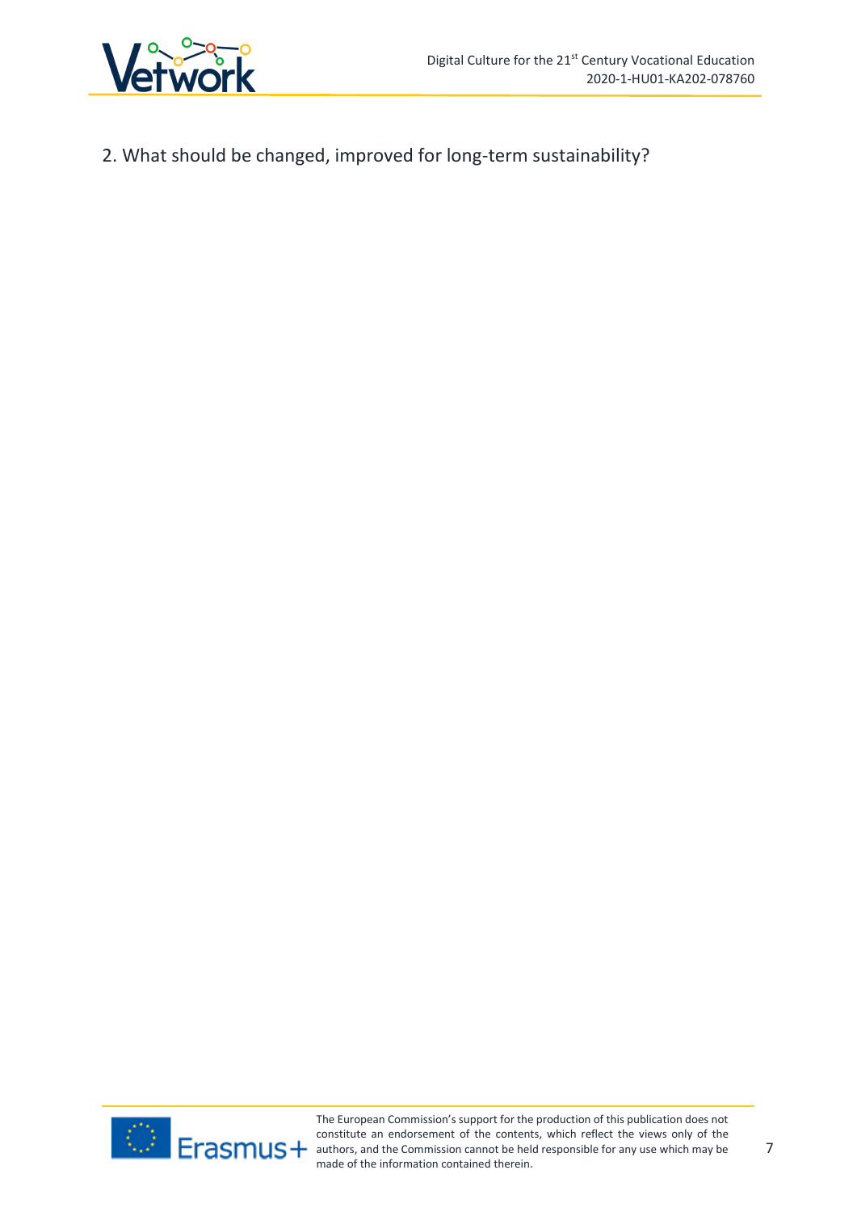2. What should be changed, improved for long-term sustainability?